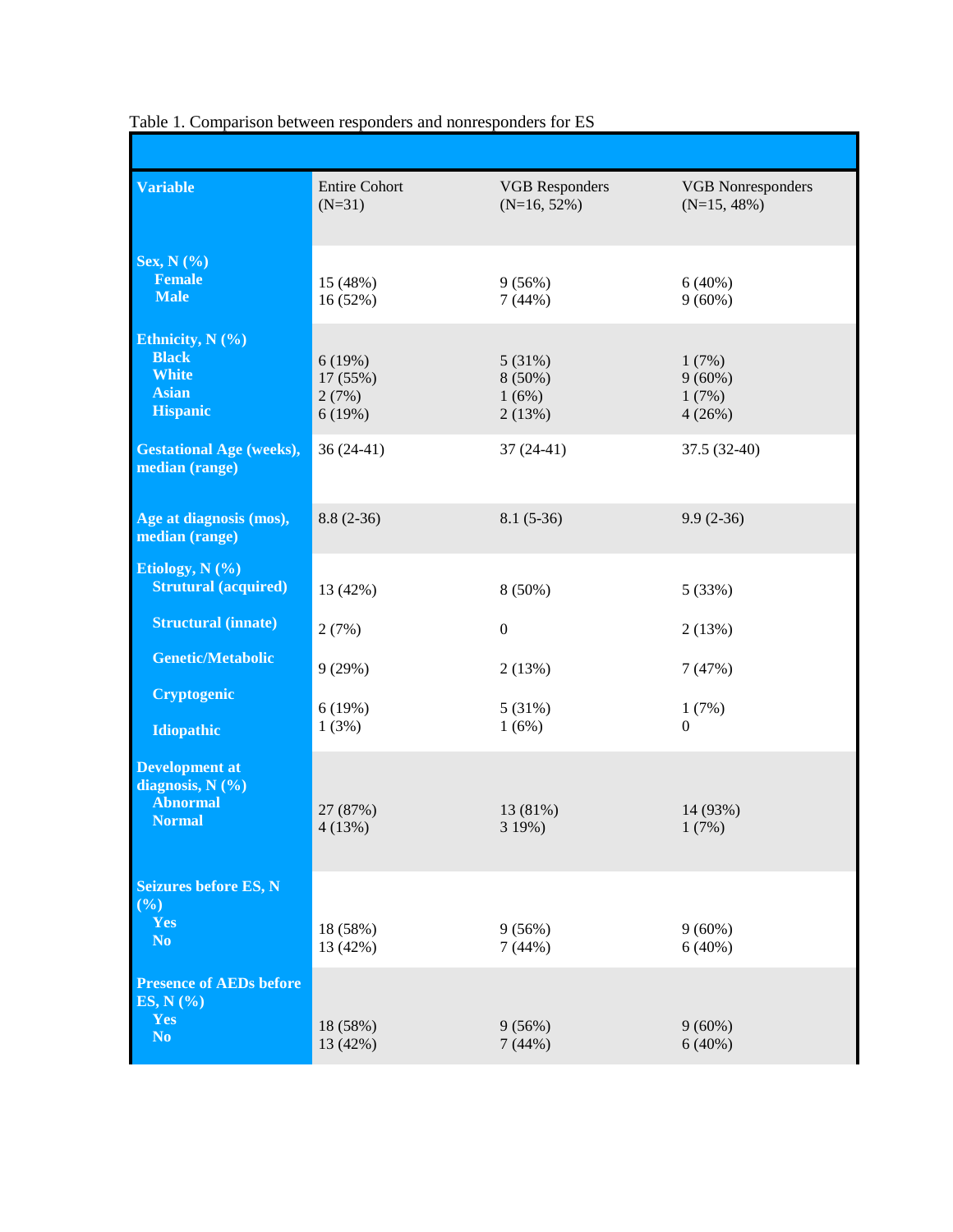Table 1. Comparison between responders and nonresponders for ES

| Variable | Entire Cohort (N=31) | VGB Responders (N=16, 52%) | VGB Nonresponders (N=15, 48%) |
|---|---|---|---|
| **Sex, N (%)** | | | |
| **Female** | 15 (48%) | 9 (56%) | 6 (40%) |
| **Male** | 16 (52%) | 7 (44%) | 9 (60%) |
| **Ethnicity, N (%)** | | | |
| **Black** | 6 (19%) | 5 (31%) | 1 (7%) |
| **White** | 17 (55%) | 8 (50%) | 9 (60%) |
| **Asian** | 2 (7%) | 1 (6%) | 1 (7%) |
| **Hispanic** | 6 (19%) | 2 (13%) | 4 (26%) |
| **Gestational Age (weeks), median (range)** | 36 (24-41) | 37 (24-41) | 37.5 (32-40) |
| **Age at diagnosis (mos), median (range)** | 8.8 (2-36) | 8.1 (5-36) | 9.9 (2-36) |
| **Etiology, N (%)** | | | |
| **Strutural (acquired)** | 13 (42%) | 8 (50%) | 5 (33%) |
| **Structural (innate)** | 2 (7%) | 0 | 2 (13%) |
| **Genetic/Metabolic** | 9 (29%) | 2 (13%) | 7 (47%) |
| **Cryptogenic** | 6 (19%) | 5 (31%) | 1 (7%) |
| **Idiopathic** | 1 (3%) | 1 (6%) | 0 |
| **Development at diagnosis, N (%)** | | | |
| **Abnormal** | 27 (87%) | 13 (81%) | 14 (93%) |
| **Normal** | 4 (13%) | 3 19%) | 1 (7%) |
| **Seizures before ES, N (%)** | | | |
| **Yes** | 18 (58%) | 9 (56%) | 9 (60%) |
| **No** | 13 (42%) | 7 (44%) | 6 (40%) |
| **Presence of AEDs before ES, N (%)** | | | |
| **Yes** | 18 (58%) | 9 (56%) | 9 (60%) |
| **No** | 13 (42%) | 7 (44%) | 6 (40%) |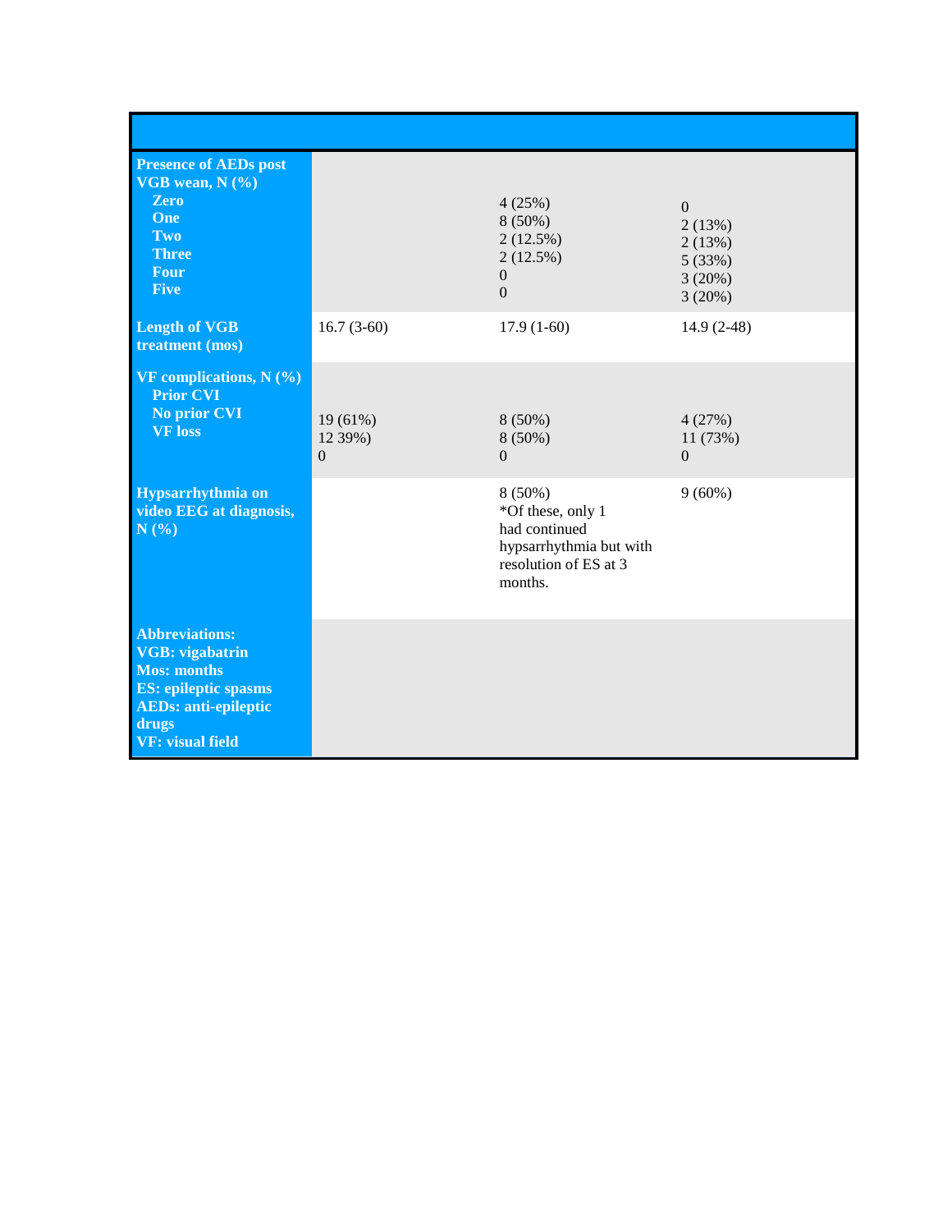| | | | |
|---|---|---|---|
| **Presence of AEDs post VGB wean, N (%)**<br>**Zero**<br>**One**<br>**Two**<br>**Three**<br>**Four**<br>**Five** | | 4 (25%)<br>8 (50%)<br>2 (12.5%)<br>2 (12.5%)<br>0<br>0 | 0<br>2 (13%)<br>2 (13%)<br>5 (33%)<br>3 (20%)<br>3 (20%) |
| **Length of VGB treatment (mos)** | 16.7 (3-60) | 17.9 (1-60) | 14.9 (2-48) |
| **VF complications, N (%)**<br>**Prior CVI**<br>**No prior CVI**<br>**VF loss** | 19 (61%)<br>12 39%)<br>0 | 8 (50%)<br>8 (50%)<br>0 | 4 (27%)<br>11 (73%)<br>0 |
| **Hypsarrhythmia on video EEG at diagnosis, N (%)** | | 8 (50%)<br>*Of these, only 1 had continued hypsarrhythmia but with resolution of ES at 3 months. | 9 (60%) |
| **Abbreviations:**<br>**VGB: vigabatrin**<br>**Mos: months**<br>**ES: epileptic spasms**<br>**AEDs: anti-epileptic drugs**<br>**VF: visual field** | | | |